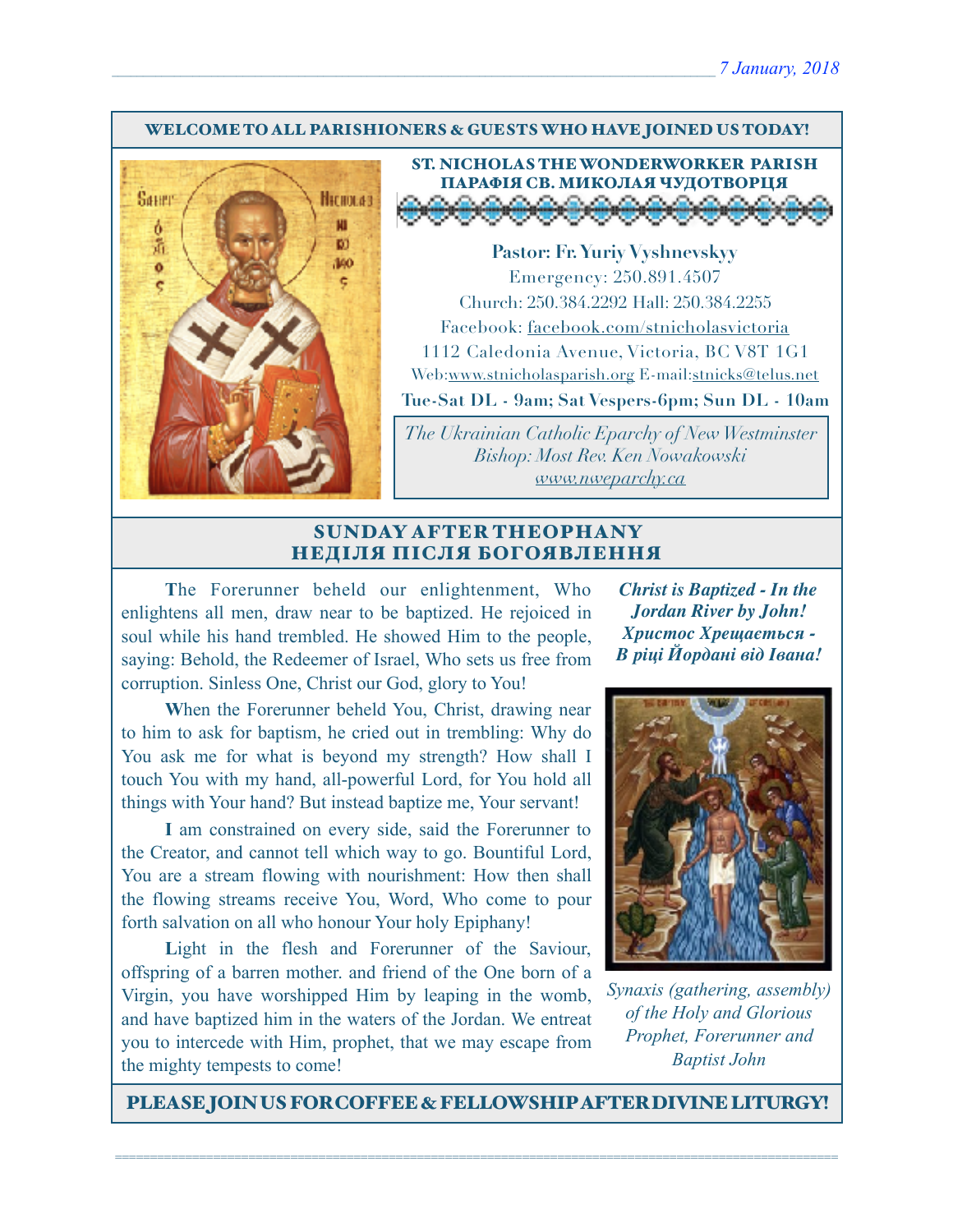*7 January, 2018*

**WELCOME TO ALL PARISHIONERS & GUESTS WHO HAVE JOINED US TODAY!**

**ST. NICHOLAS THE WONDERWORKER PARISH**
**ПАРАФІЯ СВ. МИКОЛАЯ ЧУДОТВОРЦЯ**

**Pastor: Fr. Yuriy Vyshnevskyy**
Emergency: 250.891.4507
Church: 250.384.2292 Hall: 250.384.2255
Facebook: facebook.com/stnicholasvictoria
1112 Caledonia Avenue, Victoria, BC V8T 1G1
Web:www.stnicholasparish.org E-mail:stnicks@telus.net
**Tue-Sat DL - 9am; Sat Vespers-6pm; Sun DL - 10am**

*The Ukrainian Catholic Eparchy of New Westminster*
*Bishop: Most Rev. Ken Nowakowski*
*www.nweparchy.ca*

## SUNDAY AFTER THEOPHANY
## НЕДІЛЯ ПІСЛЯ БОГОЯВЛЕННЯ

The Forerunner beheld our enlightenment, Who enlightens all men, draw near to be baptized. He rejoiced in soul while his hand trembled. He showed Him to the people, saying: Behold, the Redeemer of Israel, Who sets us free from corruption. Sinless One, Christ our God, glory to You!

When the Forerunner beheld You, Christ, drawing near to him to ask for baptism, he cried out in trembling: Why do You ask me for what is beyond my strength? How shall I touch You with my hand, all-powerful Lord, for You hold all things with Your hand? But instead baptize me, Your servant!

I am constrained on every side, said the Forerunner to the Creator, and cannot tell which way to go. Bountiful Lord, You are a stream flowing with nourishment: How then shall the flowing streams receive You, Word, Who come to pour forth salvation on all who honour Your holy Epiphany!

Light in the flesh and Forerunner of the Saviour, offspring of a barren mother. and friend of the One born of a Virgin, you have worshipped Him by leaping in the womb, and have baptized him in the waters of the Jordan. We entreat you to intercede with Him, prophet, that we may escape from the mighty tempests to come!

***Christ is Baptized - In the Jordan River by John!***
***Христос Хрещається - В ріці Йордані від Івана!***

*Synaxis (gathering, assembly) of the Holy and Glorious Prophet, Forerunner and Baptist John*

**PLEASE JOIN US FOR COFFEE & FELLOWSHIP AFTER DIVINE LITURGY!**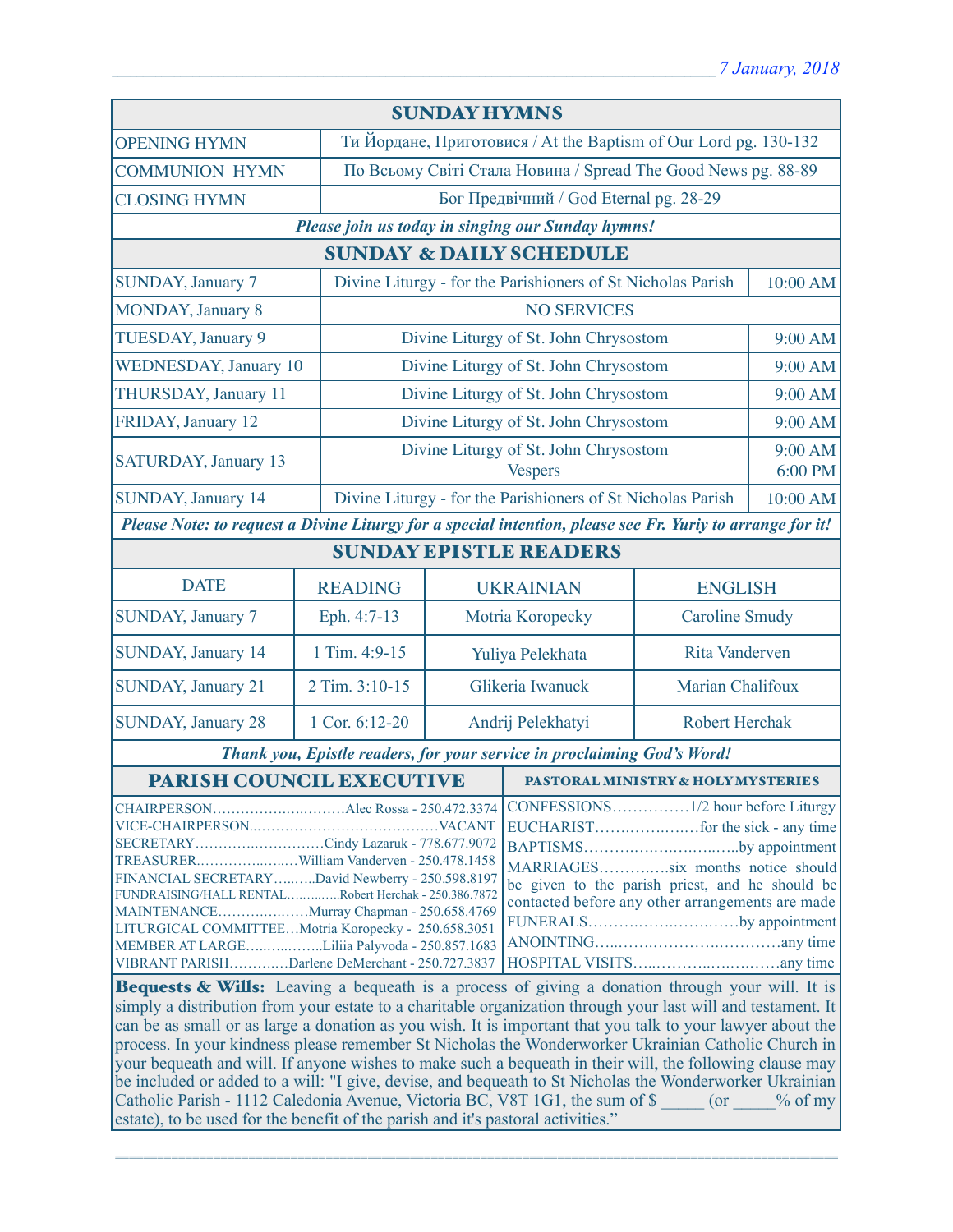_7 January, 2018_

## SUNDAY HYMNS

| | |
|---|---|
| OPENING HYMN | Ти Йордане, Приготовися / At the Baptism of Our Lord pg. 130-132 |
| COMMUNION HYMN | По Всьому Світі Стала Новина / Spread The Good News pg. 88-89 |
| CLOSING HYMN | Бог Предвічний / God Eternal pg. 28-29 |

***Please join us today in singing our Sunday hymns!***

## SUNDAY & DAILY SCHEDULE

| | | |
|---|---|---|
| SUNDAY, January 7 | Divine Liturgy - for the Parishioners of St Nicholas Parish | 10:00 AM |
| MONDAY, January 8 | NO SERVICES | |
| TUESDAY, January 9 | Divine Liturgy of St. John Chrysostom | 9:00 AM |
| WEDNESDAY, January 10 | Divine Liturgy of St. John Chrysostom | 9:00 AM |
| THURSDAY, January 11 | Divine Liturgy of St. John Chrysostom | 9:00 AM |
| FRIDAY, January 12 | Divine Liturgy of St. John Chrysostom | 9:00 AM |
| SATURDAY, January 13 | Divine Liturgy of St. John Chrysostom<br>Vespers | 9:00 AM<br>6:00 PM |
| SUNDAY, January 14 | Divine Liturgy - for the Parishioners of St Nicholas Parish | 10:00 AM |

***Please Note: to request a Divine Liturgy for a special intention, please see Fr. Yuriy to arrange for it!***

## SUNDAY EPISTLE READERS

| DATE | READING | UKRAINIAN | ENGLISH |
|---|---|---|---|
| SUNDAY, January 7 | Eph. 4:7-13 | Motria Koropecky | Caroline Smudy |
| SUNDAY, January 14 | 1 Tim. 4:9-15 | Yuliya Pelekhata | Rita Vanderven |
| SUNDAY, January 21 | 2 Tim. 3:10-15 | Glikeria Iwanuck | Marian Chalifoux |
| SUNDAY, January 28 | 1 Cor. 6:12-20 | Andrij Pelekhatyi | Robert Herchak |

***Thank you, Epistle readers, for your service in proclaiming God's Word!***

## PARISH COUNCIL EXECUTIVE

CHAIRPERSON……………………….Alec Rossa - 250.472.3374
VICE-CHAIRPERSON…………………………………VACANT
SECRETARY……………………….Cindy Lazaruk - 778.677.9072
TREASURER…………………William Vanderven - 250.478.1458
FINANCIAL SECRETARY………David Newberry - 250.598.8197
FUNDRAISING/HALL RENTAL…………Robert Herchak - 250.386.7872
MAINTENANCE………………Murray Chapman - 250.658.4769
LITURGICAL COMMITTEE…Motria Koropecky - 250.658.3051
MEMBER AT LARGE…………..Liliia Palyvoda - 250.857.1683
VIBRANT PARISH…………Darlene DeMerchant - 250.727.3837

## PASTORAL MINISTRY & HOLY MYSTERIES

CONFESSIONS……………1/2 hour before Liturgy
EUCHARIST………………for the sick - any time
BAPTISMS…………………………by appointment
MARRIAGES…………six months notice should be given to the parish priest, and he should be contacted before any other arrangements are made
FUNERALS……………………by appointment
ANOINTING…………………………any time
HOSPITAL VISITS……………………any time

**Bequests & Wills:** Leaving a bequeath is a process of giving a donation through your will. It is simply a distribution from your estate to a charitable organization through your last will and testament. It can be as small or as large a donation as you wish. It is important that you talk to your lawyer about the process. In your kindness please remember St Nicholas the Wonderworker Ukrainian Catholic Church in your bequeath and will. If anyone wishes to make such a bequeath in their will, the following clause may be included or added to a will: "I give, devise, and bequeath to St Nicholas the Wonderworker Ukrainian Catholic Parish - 1112 Caledonia Avenue, Victoria BC, V8T 1G1, the sum of $ _____ (or _____% of my estate), to be used for the benefit of the parish and it's pastoral activities."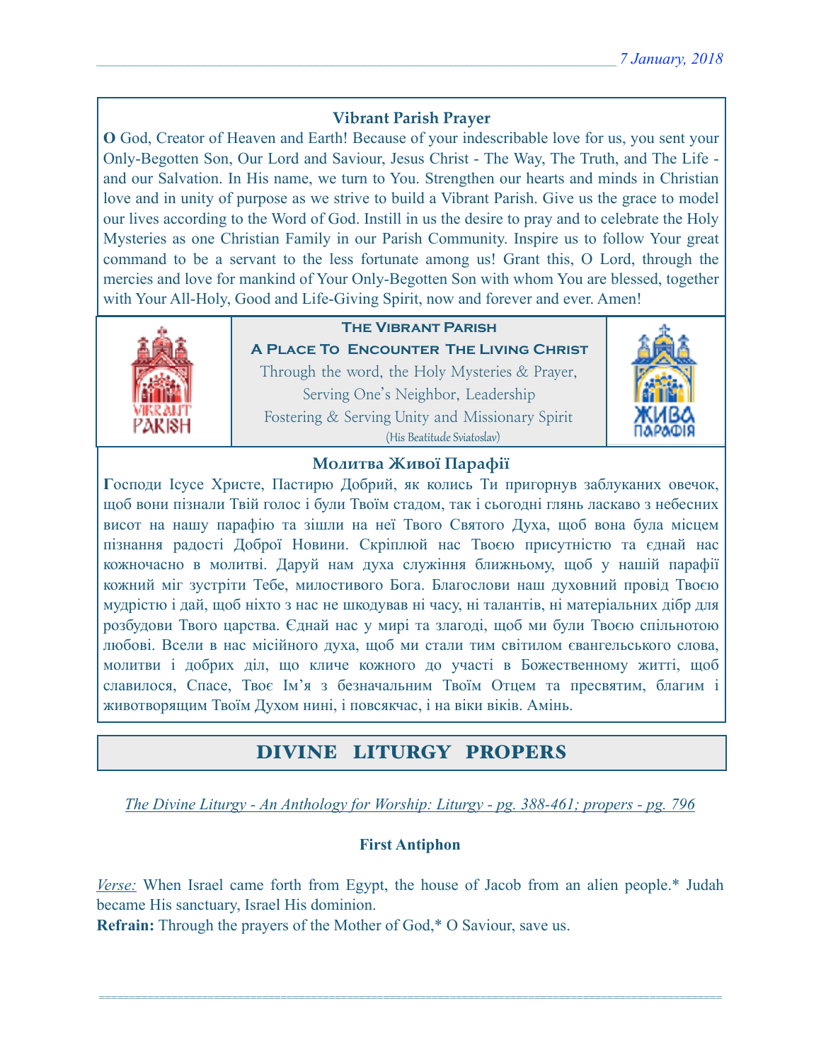### Vibrant Parish Prayer

**O** God, Creator of Heaven and Earth! Because of your indescribable love for us, you sent your Only-Begotten Son, Our Lord and Saviour, Jesus Christ - The Way, The Truth, and The Life - and our Salvation. In His name, we turn to You. Strengthen our hearts and minds in Christian love and in unity of purpose as we strive to build a Vibrant Parish. Give us the grace to model our lives according to the Word of God. Instill in us the desire to pray and to celebrate the Holy Mysteries as one Christian Family in our Parish Community. Inspire us to follow Your great command to be a servant to the less fortunate among us! Grant this, O Lord, through the mercies and love for mankind of Your Only-Begotten Son with whom You are blessed, together with Your All-Holy, Good and Life-Giving Spirit, now and forever and ever. Amen!

**The Vibrant Parish**

**A Place To Encounter The Living Christ**

Through the word, the Holy Mysteries & Prayer,
Serving One's Neighbor, Leadership
Fostering & Serving Unity and Missionary Spirit
(His Beatitude Sviatoslav)

### Молитва Живої Парафії

**Г**осподи Ісусе Христе, Пастирю Добрий, як колись Ти пригорнув заблуканих овечок, щоб вони пізнали Твій голос і були Твоїм стадом, так і сьогодні глянь ласкаво з небесних висот на нашу парафію та зішли на неї Твого Святого Духа, щоб вона була місцем пізнання радості Доброї Новини. Скріплюй нас Твоєю присутністю та єднай нас кожночасно в молитві. Даруй нам духа служіння ближньому, щоб у нашій парафії кожний міг зустріти Тебе, милостивого Бога. Благослови наш духовний провід Твоєю мудрістю і дай, щоб ніхто з нас не шкодував ні часу, ні талантів, ні матеріальних дібр для розбудови Твого царства. Єднай нас у мирі та злагоді, щоб ми були Твоєю спільнотою любові. Всели в нас місійного духа, щоб ми стали тим світилом євангельського слова, молитви і добрих діл, що кличе кожного до участі в Божественному житті, щоб славилося, Спасе, Твоє Ім'я з безначальним Твоїм Отцем та пресвятим, благим і животворящим Твоїм Духом нині, і повсякчас, і на віки віків. Амінь.

## DIVINE LITURGY PROPERS

*The Divine Liturgy - An Anthology for Worship: Liturgy - pg. 388-461; propers - pg. 796*

**First Antiphon**

*Verse:* When Israel came forth from Egypt, the house of Jacob from an alien people.* Judah became His sanctuary, Israel His dominion.

**Refrain:** Through the prayers of the Mother of God,* O Saviour, save us.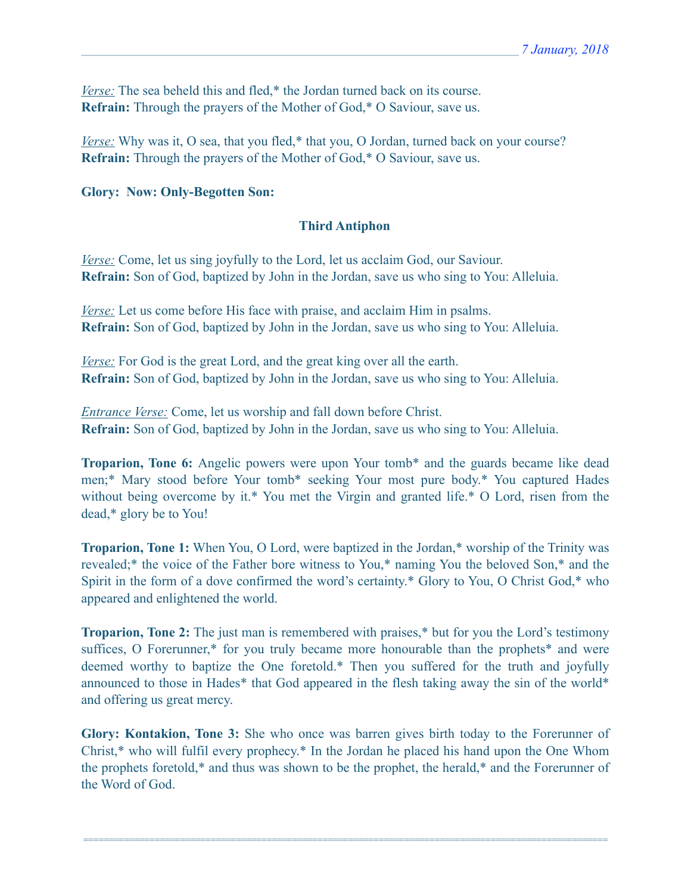*Verse:* The sea beheld this and fled,* the Jordan turned back on its course.
**Refrain:** Through the prayers of the Mother of God,* O Saviour, save us.

*Verse:* Why was it, O sea, that you fled,* that you, O Jordan, turned back on your course?
**Refrain:** Through the prayers of the Mother of God,* O Saviour, save us.

**Glory: Now: Only-Begotten Son:**

### Third Antiphon

*Verse:* Come, let us sing joyfully to the Lord, let us acclaim God, our Saviour.
**Refrain:** Son of God, baptized by John in the Jordan, save us who sing to You: Alleluia.

*Verse:* Let us come before His face with praise, and acclaim Him in psalms.
**Refrain:** Son of God, baptized by John in the Jordan, save us who sing to You: Alleluia.

*Verse:* For God is the great Lord, and the great king over all the earth.
**Refrain:** Son of God, baptized by John in the Jordan, save us who sing to You: Alleluia.

*Entrance Verse:* Come, let us worship and fall down before Christ.
**Refrain:** Son of God, baptized by John in the Jordan, save us who sing to You: Alleluia.

**Troparion, Tone 6:** Angelic powers were upon Your tomb* and the guards became like dead men;* Mary stood before Your tomb* seeking Your most pure body.* You captured Hades without being overcome by it.* You met the Virgin and granted life.* O Lord, risen from the dead,* glory be to You!

**Troparion, Tone 1:** When You, O Lord, were baptized in the Jordan,* worship of the Trinity was revealed;* the voice of the Father bore witness to You,* naming You the beloved Son,* and the Spirit in the form of a dove confirmed the word's certainty.* Glory to You, O Christ God,* who appeared and enlightened the world.

**Troparion, Tone 2:** The just man is remembered with praises,* but for you the Lord's testimony suffices, O Forerunner,* for you truly became more honourable than the prophets* and were deemed worthy to baptize the One foretold.* Then you suffered for the truth and joyfully announced to those in Hades* that God appeared in the flesh taking away the sin of the world* and offering us great mercy.

**Glory: Kontakion, Tone 3:** She who once was barren gives birth today to the Forerunner of Christ,* who will fulfil every prophecy.* In the Jordan he placed his hand upon the One Whom the prophets foretold,* and thus was shown to be the prophet, the herald,* and the Forerunner of the Word of God.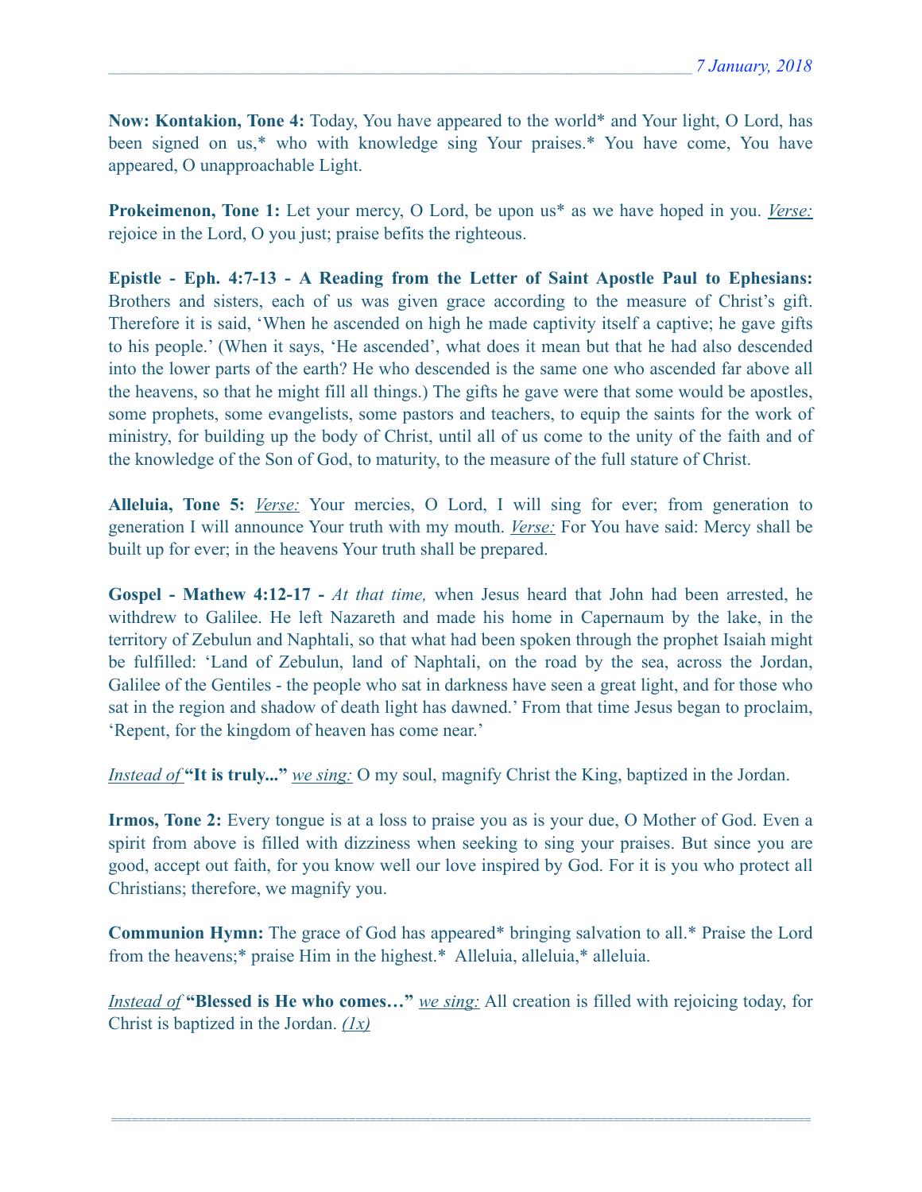**Now: Kontakion, Tone 4:** Today, You have appeared to the world* and Your light, O Lord, has been signed on us,* who with knowledge sing Your praises.* You have come, You have appeared, O unapproachable Light.

**Prokeimenon, Tone 1:** Let your mercy, O Lord, be upon us* as we have hoped in you. *Verse:* rejoice in the Lord, O you just; praise befits the righteous.

**Epistle - Eph. 4:7-13 - A Reading from the Letter of Saint Apostle Paul to Ephesians:** Brothers and sisters, each of us was given grace according to the measure of Christ's gift. Therefore it is said, 'When he ascended on high he made captivity itself a captive; he gave gifts to his people.' (When it says, 'He ascended', what does it mean but that he had also descended into the lower parts of the earth? He who descended is the same one who ascended far above all the heavens, so that he might fill all things.) The gifts he gave were that some would be apostles, some prophets, some evangelists, some pastors and teachers, to equip the saints for the work of ministry, for building up the body of Christ, until all of us come to the unity of the faith and of the knowledge of the Son of God, to maturity, to the measure of the full stature of Christ.

**Alleluia, Tone 5:** *Verse:* Your mercies, O Lord, I will sing for ever; from generation to generation I will announce Your truth with my mouth. *Verse:* For You have said: Mercy shall be built up for ever; in the heavens Your truth shall be prepared.

**Gospel - Mathew 4:12-17 -** *At that time,* when Jesus heard that John had been arrested, he withdrew to Galilee. He left Nazareth and made his home in Capernaum by the lake, in the territory of Zebulun and Naphtali, so that what had been spoken through the prophet Isaiah might be fulfilled: 'Land of Zebulun, land of Naphtali, on the road by the sea, across the Jordan, Galilee of the Gentiles - the people who sat in darkness have seen a great light, and for those who sat in the region and shadow of death light has dawned.' From that time Jesus began to proclaim, 'Repent, for the kingdom of heaven has come near.'

*Instead of* **"It is truly..."** *we sing:* O my soul, magnify Christ the King, baptized in the Jordan.

**Irmos, Tone 2:** Every tongue is at a loss to praise you as is your due, O Mother of God. Even a spirit from above is filled with dizziness when seeking to sing your praises. But since you are good, accept out faith, for you know well our love inspired by God. For it is you who protect all Christians; therefore, we magnify you.

**Communion Hymn:** The grace of God has appeared* bringing salvation to all.* Praise the Lord from the heavens;* praise Him in the highest.* Alleluia, alleluia,* alleluia.

*Instead of* **"Blessed is He who comes…"** *we sing:* All creation is filled with rejoicing today, for Christ is baptized in the Jordan. *(1x)*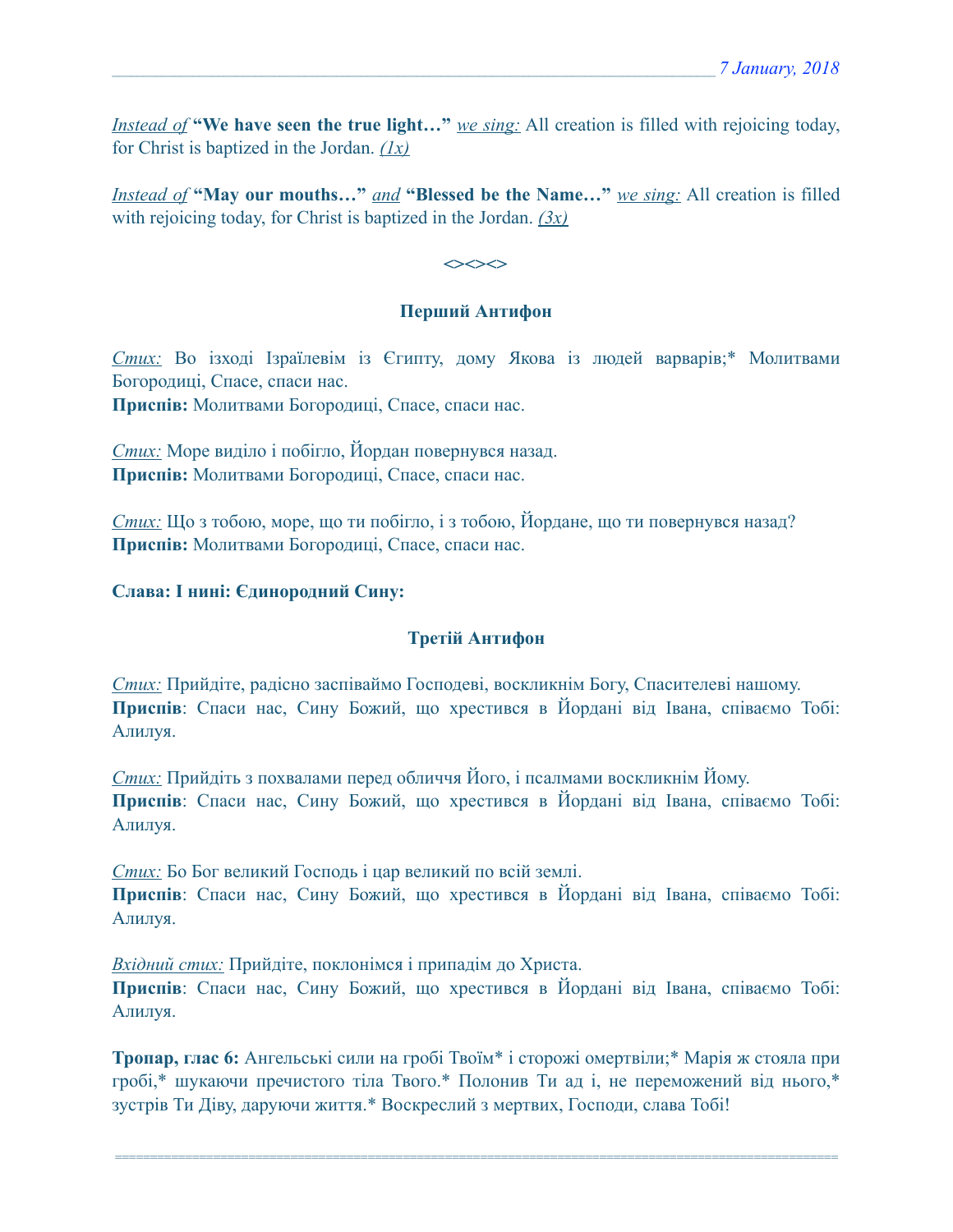*Instead of* **"We have seen the true light…"** *we sing:* All creation is filled with rejoicing today, for Christ is baptized in the Jordan. *(1x)*

*Instead of* **"May our mouths…"** *and* **"Blessed be the Name…"** *we sing:* All creation is filled with rejoicing today, for Christ is baptized in the Jordan. *(3x)*

**<><><>**

### Перший Антифон

*Стих:* Во ізході Ізраїлевім із Єгипту, дому Якова із людей варварів;* Молитвами Богородиці, Спасе, спаси нас.
**Приспів:** Молитвами Богородиці, Спасе, спаси нас.

*Стих:* Море виділо і побігло, Йордан повернувся назад.
**Приспів:** Молитвами Богородиці, Спасе, спаси нас.

*Стих:* Що з тобою, море, що ти побігло, і з тобою, Йордане, що ти повернувся назад?
**Приспів:** Молитвами Богородиці, Спасе, спаси нас.

**Слава: І нині: Єдинородний Сину:**

### Третій Антифон

*Стих:* Прийдіте, радісно заспіваймо Господеві, воскликнім Богу, Спасителеві нашому.
**Приспів**: Спаси нас, Сину Божий, що хрестився в Йордані від Івана, співаємо Тобі: Алилуя.

*Стих:* Прийдіть з похвалами перед обличчя Його, і псалмами воскликнім Йому.
**Приспів**: Спаси нас, Сину Божий, що хрестився в Йордані від Івана, співаємо Тобі: Алилуя.

*Стих:* Бо Бог великий Господь і цар великий по всій землі.
**Приспів**: Спаси нас, Сину Божий, що хрестився в Йордані від Івана, співаємо Тобі: Алилуя.

*Вхідний стих:* Прийдіте, поклонімся і припадім до Христа.
**Приспів**: Спаси нас, Сину Божий, що хрестився в Йордані від Івана, співаємо Тобі: Алилуя.

**Тропар, глас 6:** Ангельські сили на гробі Твоїм* і сторожі омертвіли;* Марія ж стояла при гробі,* шукаючи пречистого тіла Твого.* Полонив Ти ад і, не переможений від нього,* зустрів Ти Діву, даруючи життя.* Воскреслий з мертвих, Господи, слава Тобі!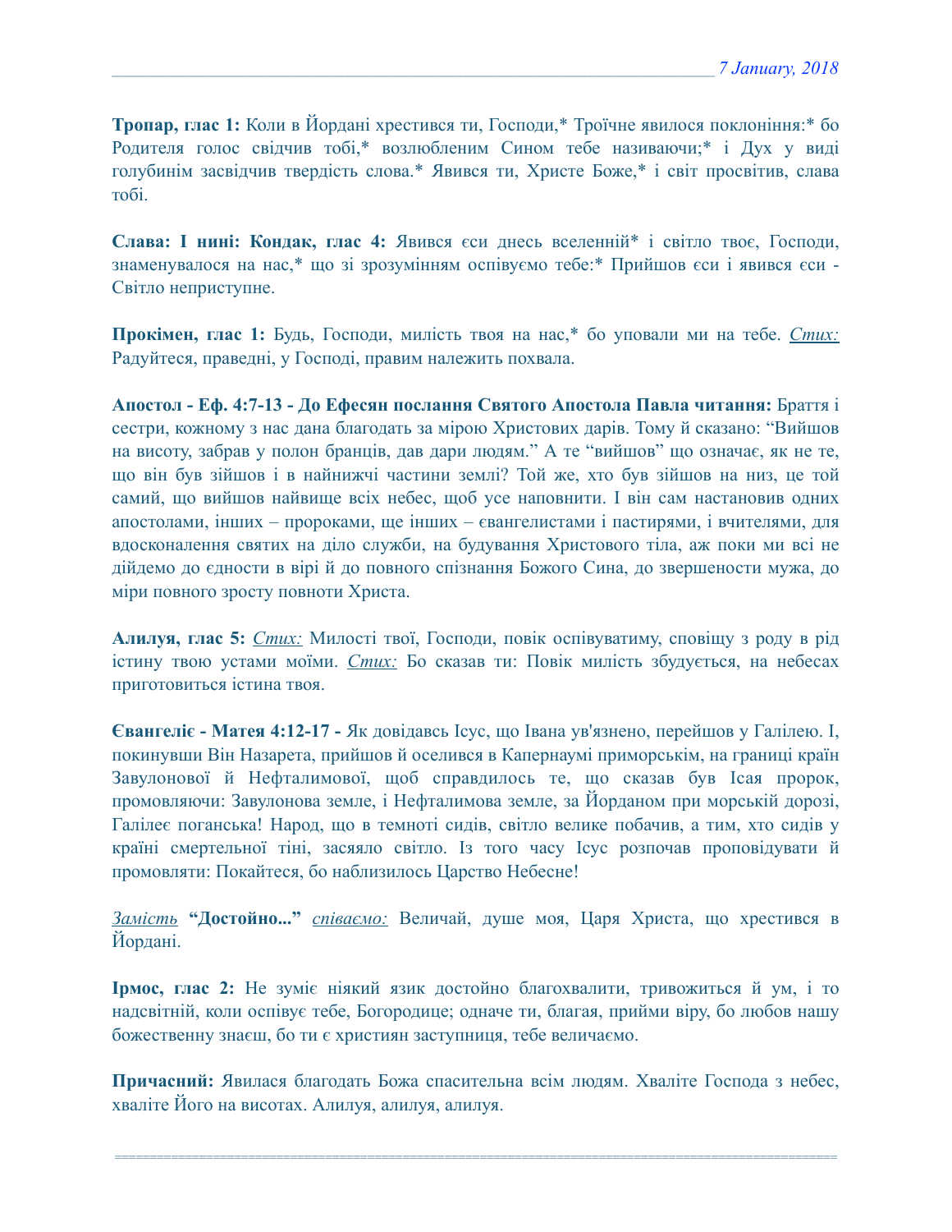**Тропар, глас 1:** Коли в Йордані хрестився ти, Господи,* Троїчне явилося поклоніння:* бо Родителя голос свідчив тобі,* возлюбленим Сином тебе називаючи;* і Дух у виді голубинім засвідчив твердість слова.* Явився ти, Христе Боже,* і світ просвітив, слава тобі.

**Слава: І нині: Кондак, глас 4:** Явився єси днесь вселенній* і світло твоє, Господи, знаменувалося на нас,* що зі зрозумінням оспівуємо тебе:* Прийшов єси і явився єси - Світло неприступне.

**Прокімен, глас 1:** Будь, Господи, милість твоя на нас,* бо уповали ми на тебе. *Стих:* Радуйтеся, праведні, у Господі, правим належить похвала.

**Апостол - Еф. 4:7-13 - До Ефесян послання Святого Апостола Павла читання:** Браття і сестри, кожному з нас дана благодать за мірою Христових дарів. Тому й сказано: “Вийшов на висоту, забрав у полон бранців, дав дари людям.” А те “вийшов” що означає, як не те, що він був зійшов і в найнижчі частини землі? Той же, хто був зійшов на низ, це той самий, що вийшов найвище всіх небес, щоб усе наповнити. І він сам настановив одних апостолами, інших – пророками, ще інших – євангелистами і пастирями, і вчителями, для вдосконалення святих на діло служби, на будування Христового тіла, аж поки ми всі не дійдемо до єдности в вірі й до повного спізнання Божого Сина, до звершености мужа, до міри повного зросту повноти Христа.

**Алилуя, глас 5:** *Стих:* Милості твої, Господи, повік оспівуватиму, сповіщу з роду в рід істину твою устами моїми. *Стих:* Бо сказав ти: Повік милість збудується, на небесах приготовиться істина твоя.

**Євангеліє - Матея 4:12-17 -** Як довідавсь Ісус, що Івана ув'язнено, перейшов у Галілею. І, покинувши Він Назарета, прийшов й оселився в Капернаумі приморськім, на границі країн Завулонової й Нефталимової, щоб справдилось те, що сказав був Ісая пророк, промовляючи: Завулонова земле, і Нефталимова земле, за Йорданом при морській дорозі, Галілеє поганська! Народ, що в темноті сидів, світло велике побачив, а тим, хто сидів у країні смертельної тіні, засяяло світло. Із того часу Ісус розпочав проповідувати й промовляти: Покайтеся, бо наблизилось Царство Небесне!

*Замість* **“Достойно...”** *співаємо:* Величай, душе моя, Царя Христа, що хрестився в Йордані.

**Ірмос, глас 2:** Не зуміє ніякий язик достойно благохвалити, тривожиться й ум, і то надсвітній, коли оспівує тебе, Богородице; одначе ти, благая, прийми віру, бо любов нашу божественну знаєш, бо ти є християн заступниця, тебе величаємо.

**Причасний:** Явилася благодать Божа спасительна всім людям. Хваліте Господа з небес, хваліте Його на висотах. Алилуя, алилуя, алилуя.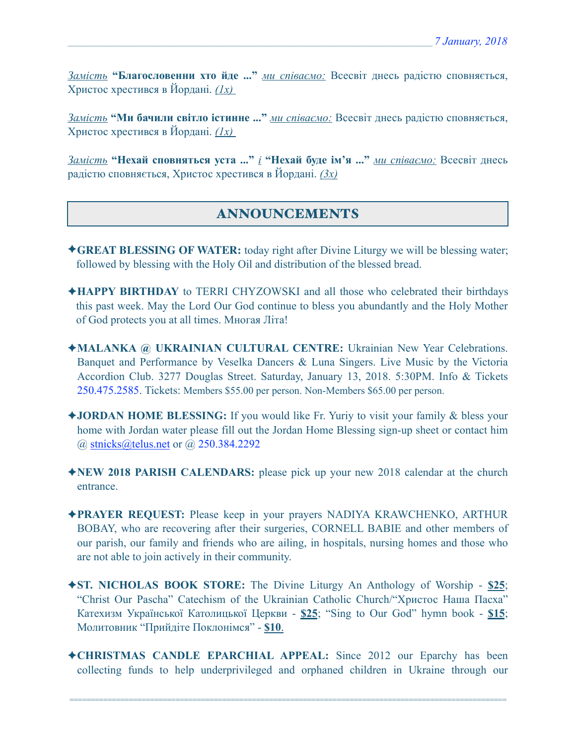*__Замість__* **"Благословенни хто йде ..."** *__ми співаємо:__* Всесвіт днесь радістю сповняється, Христос хрестився в Йордані. *__(1x)__*

*__Замість__* **"Ми бачили світло істинне ..."** *__ми співаємо:__* Всесвіт днесь радістю сповняється, Христос хрестився в Йордані. *__(1x)__*

*__Замість__* **"Нехай сповняться уста ..."** *__і__* **"Нехай буде ім'я ..."** *__ми співаємо:__* Всесвіт днесь радістю сповняється, Христос хрестився в Йордані. *__(3x)__*

## ANNOUNCEMENTS

✦**GREAT BLESSING OF WATER:** today right after Divine Liturgy we will be blessing water; followed by blessing with the Holy Oil and distribution of the blessed bread.

✦**HAPPY BIRTHDAY** to TERRI CHYZOWSKI and all those who celebrated their birthdays this past week. May the Lord Our God continue to bless you abundantly and the Holy Mother of God protects you at all times. Многая Літа!

✦**MALANKA @ UKRAINIAN CULTURAL CENTRE:** Ukrainian New Year Celebrations. Banquet and Performance by Veselka Dancers & Luna Singers. Live Music by the Victoria Accordion Club. 3277 Douglas Street. Saturday, January 13, 2018. 5:30PM. Info & Tickets 250.475.2585. Tickets: Members $55.00 per person. Non-Members $65.00 per person.

✦**JORDAN HOME BLESSING:** If you would like Fr. Yuriy to visit your family & bless your home with Jordan water please fill out the Jordan Home Blessing sign-up sheet or contact him @ stnicks@telus.net or @ 250.384.2292

✦**NEW 2018 PARISH CALENDARS:** please pick up your new 2018 calendar at the church entrance.

✦**PRAYER REQUEST:** Please keep in your prayers NADIYA KRAWCHENKO, ARTHUR BOBAY, who are recovering after their surgeries, CORNELL BABIE and other members of our parish, our family and friends who are ailing, in hospitals, nursing homes and those who are not able to join actively in their community.

✦**ST. NICHOLAS BOOK STORE:** The Divine Liturgy An Anthology of Worship - **__$25__**; "Christ Our Pascha" Catechism of the Ukrainian Catholic Church/"Христос Наша Пасха" Катехизм Української Католицької Церкви - **__$25__**; "Sing to Our God" hymn book - **__$15__**; Молитовник "Прийдіте Поклонімся" - **__$10__**.

✦**CHRISTMAS CANDLE EPARCHIAL APPEAL:** Since 2012 our Eparchy has been collecting funds to help underprivileged and orphaned children in Ukraine through our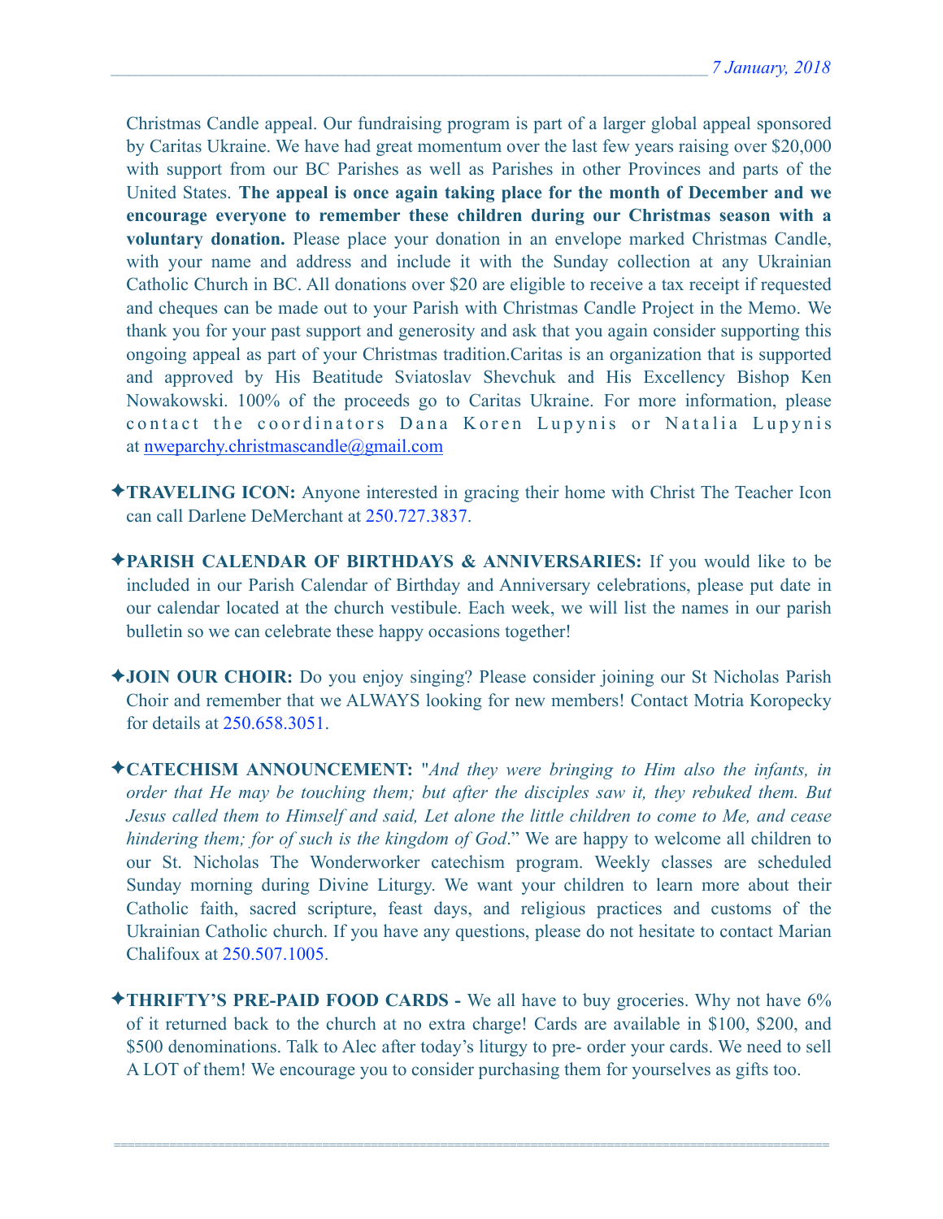Christmas Candle appeal. Our fundraising program is part of a larger global appeal sponsored by Caritas Ukraine. We have had great momentum over the last few years raising over $20,000 with support from our BC Parishes as well as Parishes in other Provinces and parts of the United States. **The appeal is once again taking place for the month of December and we encourage everyone to remember these children during our Christmas season with a voluntary donation.** Please place your donation in an envelope marked Christmas Candle, with your name and address and include it with the Sunday collection at any Ukrainian Catholic Church in BC. All donations over $20 are eligible to receive a tax receipt if requested and cheques can be made out to your Parish with Christmas Candle Project in the Memo. We thank you for your past support and generosity and ask that you again consider supporting this ongoing appeal as part of your Christmas tradition.Caritas is an organization that is supported and approved by His Beatitude Sviatoslav Shevchuk and His Excellency Bishop Ken Nowakowski. 100% of the proceeds go to Caritas Ukraine. For more information, please contact the coordinators Dana Koren Lupynis or Natalia Lupynis at nweparchy.christmascandle@gmail.com

✦**TRAVELING ICON:** Anyone interested in gracing their home with Christ The Teacher Icon can call Darlene DeMerchant at 250.727.3837.

✦**PARISH CALENDAR OF BIRTHDAYS & ANNIVERSARIES:** If you would like to be included in our Parish Calendar of Birthday and Anniversary celebrations, please put date in our calendar located at the church vestibule. Each week, we will list the names in our parish bulletin so we can celebrate these happy occasions together!

✦**JOIN OUR CHOIR:** Do you enjoy singing? Please consider joining our St Nicholas Parish Choir and remember that we ALWAYS looking for new members! Contact Motria Koropecky for details at 250.658.3051.

✦**CATECHISM ANNOUNCEMENT:** "*And they were bringing to Him also the infants, in order that He may be touching them; but after the disciples saw it, they rebuked them. But Jesus called them to Himself and said, Let alone the little children to come to Me, and cease hindering them; for of such is the kingdom of God*." We are happy to welcome all children to our St. Nicholas The Wonderworker catechism program. Weekly classes are scheduled Sunday morning during Divine Liturgy. We want your children to learn more about their Catholic faith, sacred scripture, feast days, and religious practices and customs of the Ukrainian Catholic church. If you have any questions, please do not hesitate to contact Marian Chalifoux at 250.507.1005.

✦**THRIFTY'S PRE-PAID FOOD CARDS -** We all have to buy groceries. Why not have 6% of it returned back to the church at no extra charge! Cards are available in $100, $200, and $500 denominations. Talk to Alec after today's liturgy to pre- order your cards. We need to sell A LOT of them! We encourage you to consider purchasing them for yourselves as gifts too.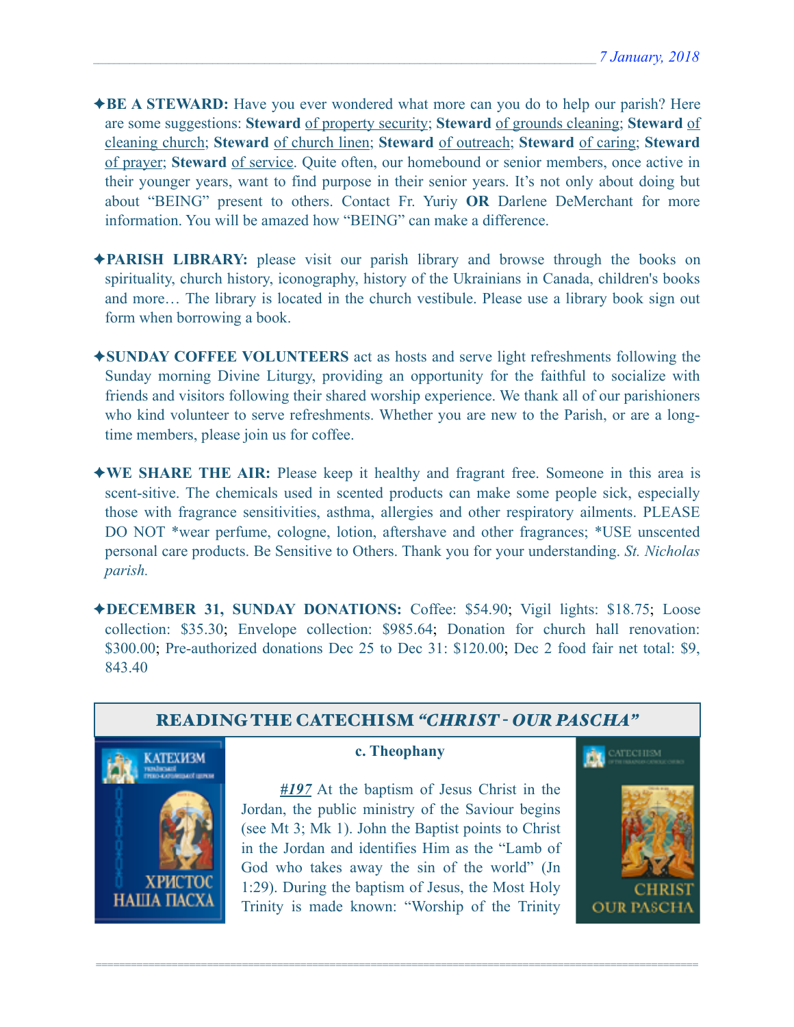✦**BE A STEWARD:** Have you ever wondered what more can you do to help our parish? Here are some suggestions: **Steward** of property security; **Steward** of grounds cleaning; **Steward** of cleaning church; **Steward** of church linen; **Steward** of outreach; **Steward** of caring; **Steward** of prayer; **Steward** of service. Quite often, our homebound or senior members, once active in their younger years, want to find purpose in their senior years. It's not only about doing but about "BEING" present to others. Contact Fr. Yuriy **OR** Darlene DeMerchant for more information. You will be amazed how "BEING" can make a difference.

✦**PARISH LIBRARY:** please visit our parish library and browse through the books on spirituality, church history, iconography, history of the Ukrainians in Canada, children's books and more… The library is located in the church vestibule. Please use a library book sign out form when borrowing a book.

✦**SUNDAY COFFEE VOLUNTEERS** act as hosts and serve light refreshments following the Sunday morning Divine Liturgy, providing an opportunity for the faithful to socialize with friends and visitors following their shared worship experience. We thank all of our parishioners who kind volunteer to serve refreshments. Whether you are new to the Parish, or are a long-time members, please join us for coffee.

✦**WE SHARE THE AIR:** Please keep it healthy and fragrant free. Someone in this area is scent-sitive. The chemicals used in scented products can make some people sick, especially those with fragrance sensitivities, asthma, allergies and other respiratory ailments. PLEASE DO NOT *wear perfume, cologne, lotion, aftershave and other fragrances; *USE unscented personal care products. Be Sensitive to Others. Thank you for your understanding. *St. Nicholas parish.*

✦**DECEMBER 31, SUNDAY DONATIONS:** Coffee: $54.90; Vigil lights: $18.75; Loose collection: $35.30; Envelope collection: $985.64; Donation for church hall renovation: $300.00; Pre-authorized donations Dec 25 to Dec 31: $120.00; Dec 2 food fair net total: $9, 843.40

## READING THE CATECHISM *"CHRIST - OUR PASCHA"*

**c. Theophany**

***#197*** At the baptism of Jesus Christ in the Jordan, the public ministry of the Saviour begins (see Mt 3; Mk 1). John the Baptist points to Christ in the Jordan and identifies Him as the "Lamb of God who takes away the sin of the world" (Jn 1:29). During the baptism of Jesus, the Most Holy Trinity is made known: "Worship of the Trinity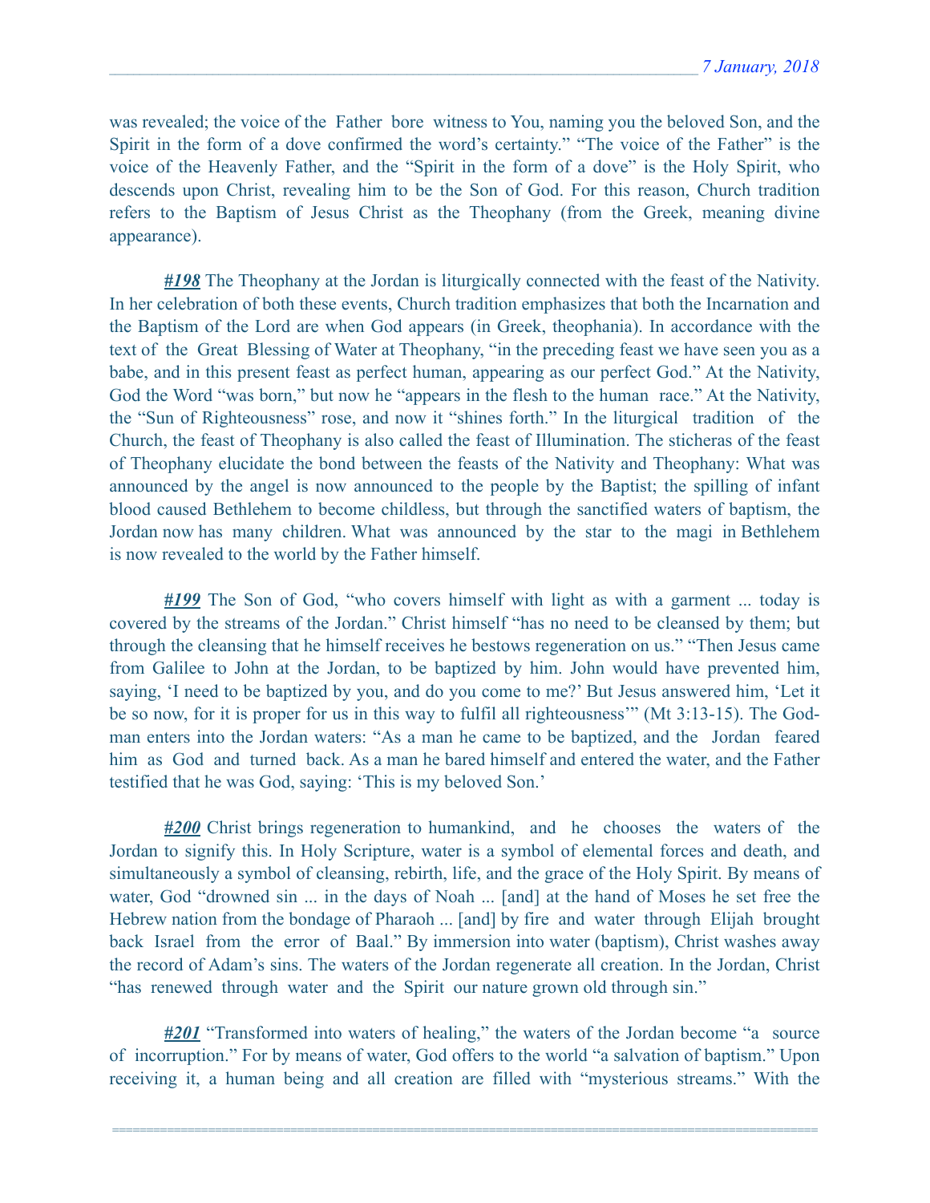was revealed; the voice of the Father bore witness to You, naming you the beloved Son, and the Spirit in the form of a dove confirmed the word's certainty." "The voice of the Father" is the voice of the Heavenly Father, and the "Spirit in the form of a dove" is the Holy Spirit, who descends upon Christ, revealing him to be the Son of God. For this reason, Church tradition refers to the Baptism of Jesus Christ as the Theophany (from the Greek, meaning divine appearance).

***#198*** The Theophany at the Jordan is liturgically connected with the feast of the Nativity. In her celebration of both these events, Church tradition emphasizes that both the Incarnation and the Baptism of the Lord are when God appears (in Greek, theophania). In accordance with the text of the Great Blessing of Water at Theophany, "in the preceding feast we have seen you as a babe, and in this present feast as perfect human, appearing as our perfect God." At the Nativity, God the Word "was born," but now he "appears in the flesh to the human race." At the Nativity, the "Sun of Righteousness" rose, and now it "shines forth." In the liturgical tradition of the Church, the feast of Theophany is also called the feast of Illumination. The sticheras of the feast of Theophany elucidate the bond between the feasts of the Nativity and Theophany: What was announced by the angel is now announced to the people by the Baptist; the spilling of infant blood caused Bethlehem to become childless, but through the sanctified waters of baptism, the Jordan now has many children. What was announced by the star to the magi in Bethlehem is now revealed to the world by the Father himself.

***#199*** The Son of God, "who covers himself with light as with a garment ... today is covered by the streams of the Jordan." Christ himself "has no need to be cleansed by them; but through the cleansing that he himself receives he bestows regeneration on us." "Then Jesus came from Galilee to John at the Jordan, to be baptized by him. John would have prevented him, saying, 'I need to be baptized by you, and do you come to me?' But Jesus answered him, 'Let it be so now, for it is proper for us in this way to fulfil all righteousness'" (Mt 3:13-15). The God-man enters into the Jordan waters: "As a man he came to be baptized, and the Jordan feared him as God and turned back. As a man he bared himself and entered the water, and the Father testified that he was God, saying: 'This is my beloved Son.'

***#200*** Christ brings regeneration to humankind, and he chooses the waters of the Jordan to signify this. In Holy Scripture, water is a symbol of elemental forces and death, and simultaneously a symbol of cleansing, rebirth, life, and the grace of the Holy Spirit. By means of water, God "drowned sin ... in the days of Noah ... [and] at the hand of Moses he set free the Hebrew nation from the bondage of Pharaoh ... [and] by fire and water through Elijah brought back Israel from the error of Baal." By immersion into water (baptism), Christ washes away the record of Adam's sins. The waters of the Jordan regenerate all creation. In the Jordan, Christ "has renewed through water and the Spirit our nature grown old through sin."

***#201*** "Transformed into waters of healing," the waters of the Jordan become "a source of incorruption." For by means of water, God offers to the world "a salvation of baptism." Upon receiving it, a human being and all creation are filled with "mysterious streams." With the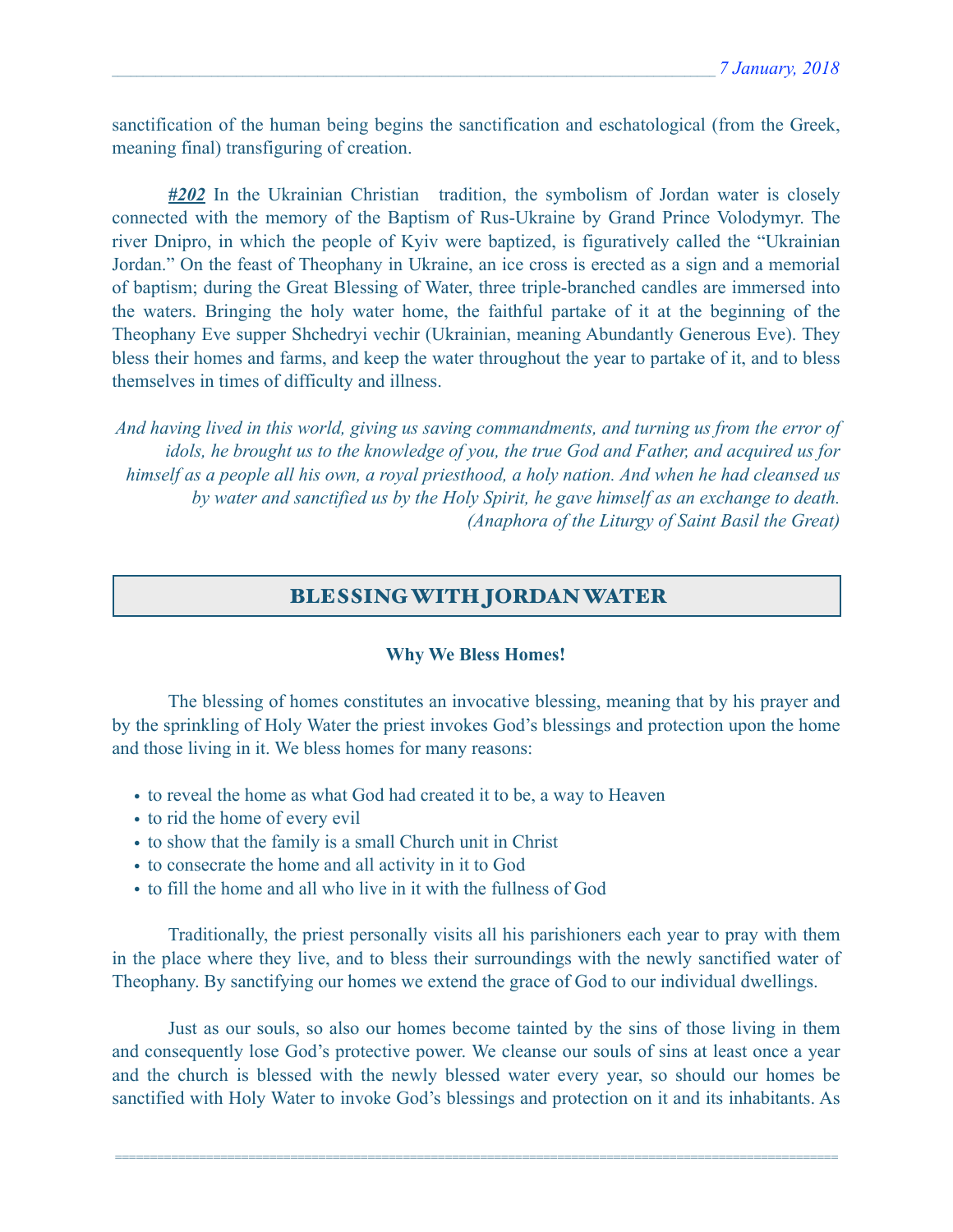sanctification of the human being begins the sanctification and eschatological (from the Greek, meaning final) transfiguring of creation.

***#202*** In the Ukrainian Christian tradition, the symbolism of Jordan water is closely connected with the memory of the Baptism of Rus-Ukraine by Grand Prince Volodymyr. The river Dnipro, in which the people of Kyiv were baptized, is figuratively called the "Ukrainian Jordan." On the feast of Theophany in Ukraine, an ice cross is erected as a sign and a memorial of baptism; during the Great Blessing of Water, three triple-branched candles are immersed into the waters. Bringing the holy water home, the faithful partake of it at the beginning of the Theophany Eve supper Shchedryi vechir (Ukrainian, meaning Abundantly Generous Eve). They bless their homes and farms, and keep the water throughout the year to partake of it, and to bless themselves in times of difficulty and illness.

*And having lived in this world, giving us saving commandments, and turning us from the error of idols, he brought us to the knowledge of you, the true God and Father, and acquired us for himself as a people all his own, a royal priesthood, a holy nation. And when he had cleansed us by water and sanctified us by the Holy Spirit, he gave himself as an exchange to death. (Anaphora of the Liturgy of Saint Basil the Great)*

## BLESSING WITH JORDAN WATER

### Why We Bless Homes!

The blessing of homes constitutes an invocative blessing, meaning that by his prayer and by the sprinkling of Holy Water the priest invokes God's blessings and protection upon the home and those living in it. We bless homes for many reasons:

- to reveal the home as what God had created it to be, a way to Heaven
- to rid the home of every evil
- to show that the family is a small Church unit in Christ
- to consecrate the home and all activity in it to God
- to fill the home and all who live in it with the fullness of God

Traditionally, the priest personally visits all his parishioners each year to pray with them in the place where they live, and to bless their surroundings with the newly sanctified water of Theophany. By sanctifying our homes we extend the grace of God to our individual dwellings.

Just as our souls, so also our homes become tainted by the sins of those living in them and consequently lose God's protective power. We cleanse our souls of sins at least once a year and the church is blessed with the newly blessed water every year, so should our homes be sanctified with Holy Water to invoke God's blessings and protection on it and its inhabitants. As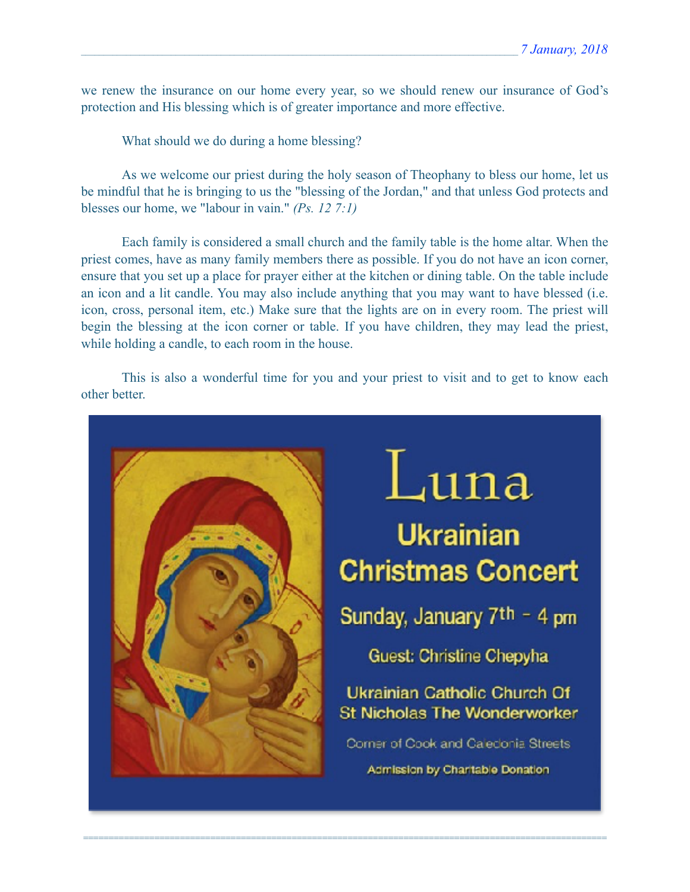we renew the insurance on our home every year, so we should renew our insurance of God's protection and His blessing which is of greater importance and more effective.

What should we do during a home blessing?

As we welcome our priest during the holy season of Theophany to bless our home, let us be mindful that he is bringing to us the "blessing of the Jordan," and that unless God protects and blesses our home, we "labour in vain." *(Ps. 12 7:1)*

Each family is considered a small church and the family table is the home altar. When the priest comes, have as many family members there as possible. If you do not have an icon corner, ensure that you set up a place for prayer either at the kitchen or dining table. On the table include an icon and a lit candle. You may also include anything that you may want to have blessed (i.e. icon, cross, personal item, etc.) Make sure that the lights are on in every room. The priest will begin the blessing at the icon corner or table. If you have children, they may lead the priest, while holding a candle, to each room in the house.

This is also a wonderful time for you and your priest to visit and to get to know each other better.

Luna

Ukrainian Christmas Concert

Sunday, January 7th - 4 pm

Guest: Christine Chepyha

Ukrainian Catholic Church Of St Nicholas The Wonderworker

Corner of Cook and Caledonia Streets

Admission by Charitable Donation